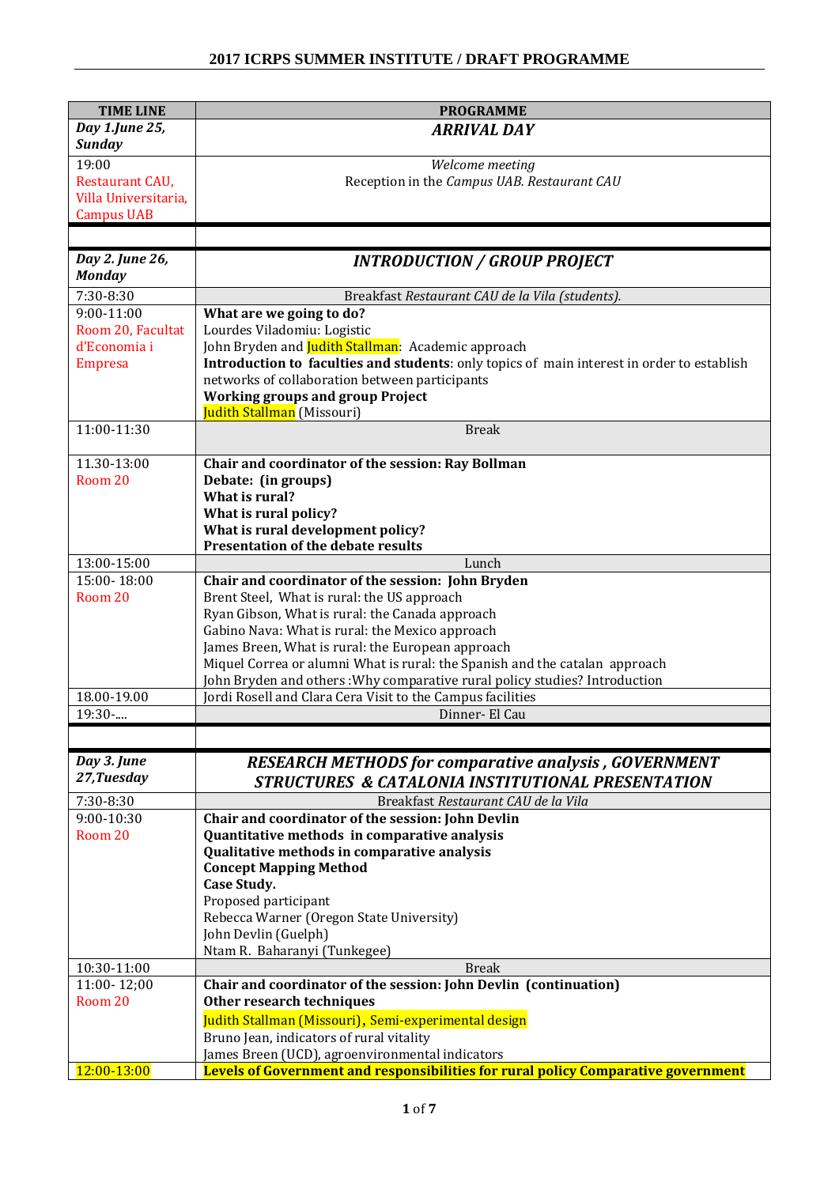## 2017 ICRPS SUMMER INSTITUTE / DRAFT PROGRAMME

| TIME LINE | PROGRAMME |
|---|---|
| ***Day 1.June 25, Sunday*** | ***ARRIVAL DAY*** |
| 19:00<br>Restaurant CAU, Villa Universitaria, Campus UAB | *Welcome meeting*<br>Reception in the *Campus UAB. Restaurant CAU* |
| | |
| ***Day 2. June 26, Monday*** | ***INTRODUCTION / GROUP PROJECT*** |
| 7:30-8:30 | Breakfast *Restaurant CAU de la Vila (students).* |
| 9:00-11:00<br>Room 20, Facultat d'Economia i Empresa | **What are we going to do?**<br>Lourdes Viladomiu: Logistic<br>John Bryden and Judith Stallman: Academic approach<br>**Introduction to faculties and students**: only topics of main interest in order to establish networks of collaboration between participants<br>**Working groups and group Project**<br>Judith Stallman (Missouri) |
| 11:00-11:30 | Break |
| 11.30-13:00<br>Room 20 | **Chair and coordinator of the session: Ray Bollman**<br>**Debate: (in groups)**<br>**What is rural?**<br>**What is rural policy?**<br>**What is rural development policy?**<br>**Presentation of the debate results** |
| 13:00-15:00 | Lunch |
| 15:00- 18:00<br>Room 20 | **Chair and coordinator of the session: John Bryden**<br>Brent Steel, What is rural: the US approach<br>Ryan Gibson, What is rural: the Canada approach<br>Gabino Nava: What is rural: the Mexico approach<br>James Breen, What is rural: the European approach<br>Miquel Correa or alumni What is rural: the Spanish and the catalan approach<br>John Bryden and others :Why comparative rural policy studies? Introduction |
| 18.00-19.00 | Jordi Rosell and Clara Cera Visit to the Campus facilities |
| 19:30-.... | Dinner- El Cau |
| | |
| ***Day 3. June 27,Tuesday*** | ***RESEARCH METHODS for comparative analysis , GOVERNMENT STRUCTURES & CATALONIA INSTITUTIONAL PRESENTATION*** |
| 7:30-8:30 | Breakfast *Restaurant CAU de la Vila* |
| 9:00-10:30<br>Room 20 | **Chair and coordinator of the session: John Devlin**<br>**Quantitative methods in comparative analysis**<br>**Qualitative methods in comparative analysis**<br>**Concept Mapping Method**<br>**Case Study.**<br>Proposed participant<br>Rebecca Warner (Oregon State University)<br>John Devlin (Guelph)<br>Ntam R. Baharanyi (Tunkegee) |
| 10:30-11:00 | Break |
| 11:00- 12;00<br>Room 20 | **Chair and coordinator of the session: John Devlin (continuation)**<br>**Other research techniques**<br>Judith Stallman (Missouri), Semi-experimental design<br>Bruno Jean, indicators of rural vitality<br>James Breen (UCD), agroenvironmental indicators |
| 12:00-13:00 | **Levels of Government and responsibilities for rural policy Comparative government** |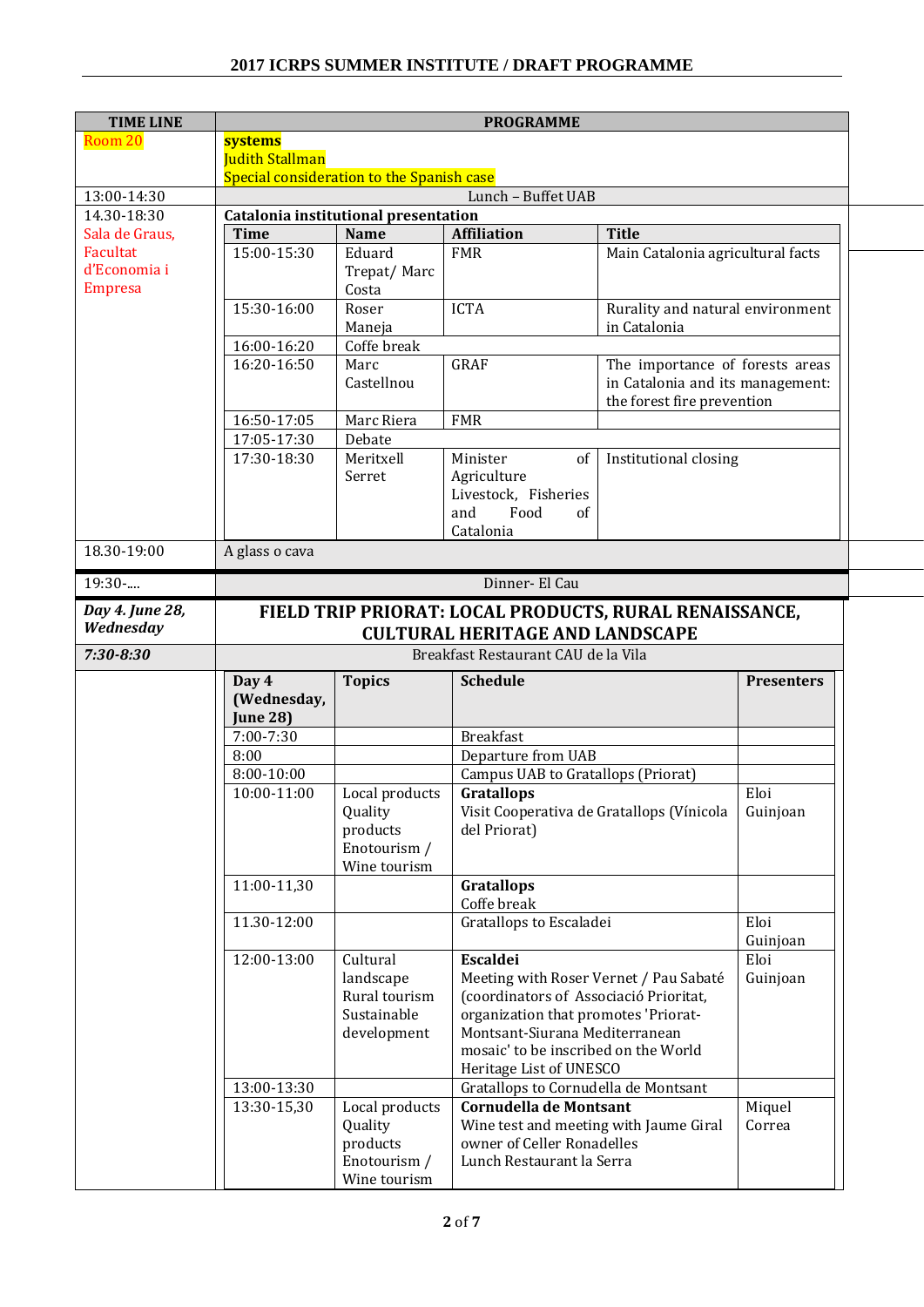## 2017 ICRPS SUMMER INSTITUTE / DRAFT PROGRAMME

| TIME LINE | PROGRAMME |
|---|---|
| Room 20 | **systems**<br>Judith Stallman<br>Special consideration to the Spanish case |
| 13:00-14:30 | Lunch – Buffet UAB |
| 14.30-18:30<br>Sala de Graus, Facultat d'Economia i Empresa | **Catalonia institutional presentation** |

| Time | Name | Affiliation | Title |
|---|---|---|---|
| 15:00-15:30 | Eduard Trepat/ Marc Costa | FMR | Main Catalonia agricultural facts |
| 15:30-16:00 | Roser Maneja | ICTA | Rurality and natural environment in Catalonia |
| 16:00-16:20 | Coffe break | | |
| 16:20-16:50 | Marc Castellnou | GRAF | The importance of forests areas in Catalonia and its management: the forest fire prevention |
| 16:50-17:05 | Marc Riera | FMR | |
| 17:05-17:30 | Debate | | |
| 17:30-18:30 | Meritxell Serret | Minister of Agriculture Livestock, Fisheries and Food of Catalonia | Institutional closing |

| TIME LINE | PROGRAMME |
|---|---|
| 18.30-19:00 | A glass o cava |
| 19:30-.... | Dinner- El Cau |
| ***Day 4. June 28, Wednesday*** | **FIELD TRIP PRIORAT: LOCAL PRODUCTS, RURAL RENAISSANCE, CULTURAL HERITAGE AND LANDSCAPE** |
| ***7:30-8:30*** | Breakfast Restaurant CAU de la Vila |

| Day 4 (Wednesday, June 28) | Topics | Schedule | Presenters |
|---|---|---|---|
| 7:00-7:30 | | Breakfast | |
| 8:00 | | Departure from UAB | |
| 8:00-10:00 | | Campus UAB to Gratallops (Priorat) | |
| 10:00-11:00 | Local products<br>Quality products<br>Enotourism / Wine tourism | **Gratallops**<br>Visit Cooperativa de Gratallops (Vínicola del Priorat) | Eloi Guinjoan |
| 11:00-11,30 | | **Gratallops**<br>Coffe break | |
| 11.30-12:00 | | Gratallops to Escaladei | Eloi Guinjoan |
| 12:00-13:00 | Cultural landscape<br>Rural tourism<br>Sustainable development | **Escaldei**<br>Meeting with Roser Vernet / Pau Sabaté (coordinators of Associació Prioritat, organization that promotes 'Priorat-Montsant-Siurana Mediterranean mosaic' to be inscribed on the World Heritage List of UNESCO | Eloi Guinjoan |
| 13:00-13:30 | | Gratallops to Cornudella de Montsant | |
| 13:30-15,30 | Local products<br>Quality products<br>Enotourism / Wine tourism | **Cornudella de Montsant**<br>Wine test and meeting with Jaume Giral owner of Celler Ronadelles<br>Lunch Restaurant la Serra | Miquel Correa |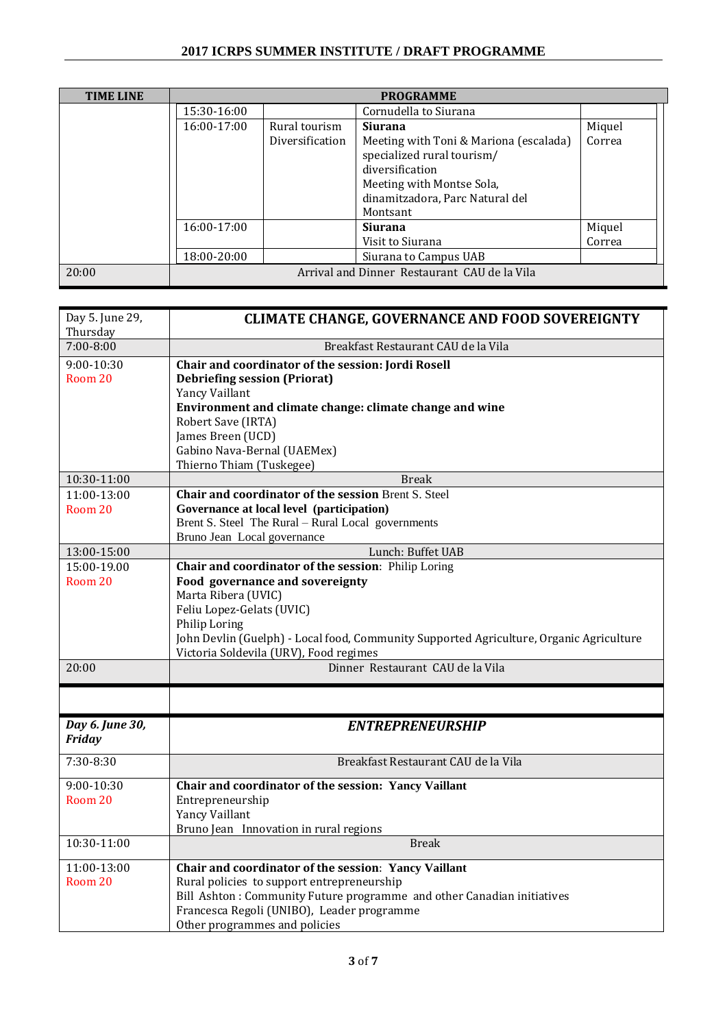| TIME LINE | PROGRAMME | | | |
|---|---|---|---|---|
| | 15:30-16:00 | | Cornudella to Siurana | |
| | 16:00-17:00 | Rural tourism Diversification | **Siurana**<br>Meeting with Toni & Mariona (escalada) specialized rural tourism/ diversification<br>Meeting with Montse Sola, dinamitzadora, Parc Natural del Montsant | Miquel Correa |
| | 16:00-17:00 | | **Siurana**<br>Visit to Siurana | Miquel Correa |
| | 18:00-20:00 | | Siurana to Campus UAB | |
| 20:00 | Arrival and Dinner Restaurant CAU de la Vila | | | |

| Day 5. June 29, Thursday | **CLIMATE CHANGE, GOVERNANCE AND FOOD SOVEREIGNTY** |
|---|---|
| 7:00-8:00 | Breakfast Restaurant CAU de la Vila |
| 9:00-10:30<br>Room 20 | **Chair and coordinator of the session: Jordi Rosell**<br>**Debriefing session (Priorat)**<br>Yancy Vaillant<br>**Environment and climate change: climate change and wine**<br>Robert Save (IRTA)<br>James Breen (UCD)<br>Gabino Nava-Bernal (UAEMex)<br>Thierno Thiam (Tuskegee) |
| 10:30-11:00 | Break |
| 11:00-13:00<br>Room 20 | **Chair and coordinator of the session** Brent S. Steel<br>**Governance at local level (participation)**<br>Brent S. Steel The Rural – Rural Local governments<br>Bruno Jean Local governance |
| 13:00-15:00 | Lunch: Buffet UAB |
| 15:00-19.00<br>Room 20 | **Chair and coordinator of the session**: Philip Loring<br>**Food governance and sovereignty**<br>Marta Ribera (UVIC)<br>Feliu Lopez-Gelats (UVIC)<br>Philip Loring<br>John Devlin (Guelph) - Local food, Community Supported Agriculture, Organic Agriculture<br>Victoria Soldevila (URV), Food regimes |
| 20:00 | Dinner Restaurant CAU de la Vila |

| ***Day 6. June 30, Friday*** | ***ENTREPRENEURSHIP*** |
|---|---|
| 7:30-8:30 | Breakfast Restaurant CAU de la Vila |
| 9:00-10:30<br>Room 20 | **Chair and coordinator of the session: Yancy Vaillant**<br>Entrepreneurship<br>Yancy Vaillant<br>Bruno Jean Innovation in rural regions |
| 10:30-11:00 | Break |
| 11:00-13:00<br>Room 20 | **Chair and coordinator of the session**: **Yancy Vaillant**<br>Rural policies to support entrepreneurship<br>Bill Ashton : Community Future programme and other Canadian initiatives<br>Francesca Regoli (UNIBO), Leader programme<br>Other programmes and policies |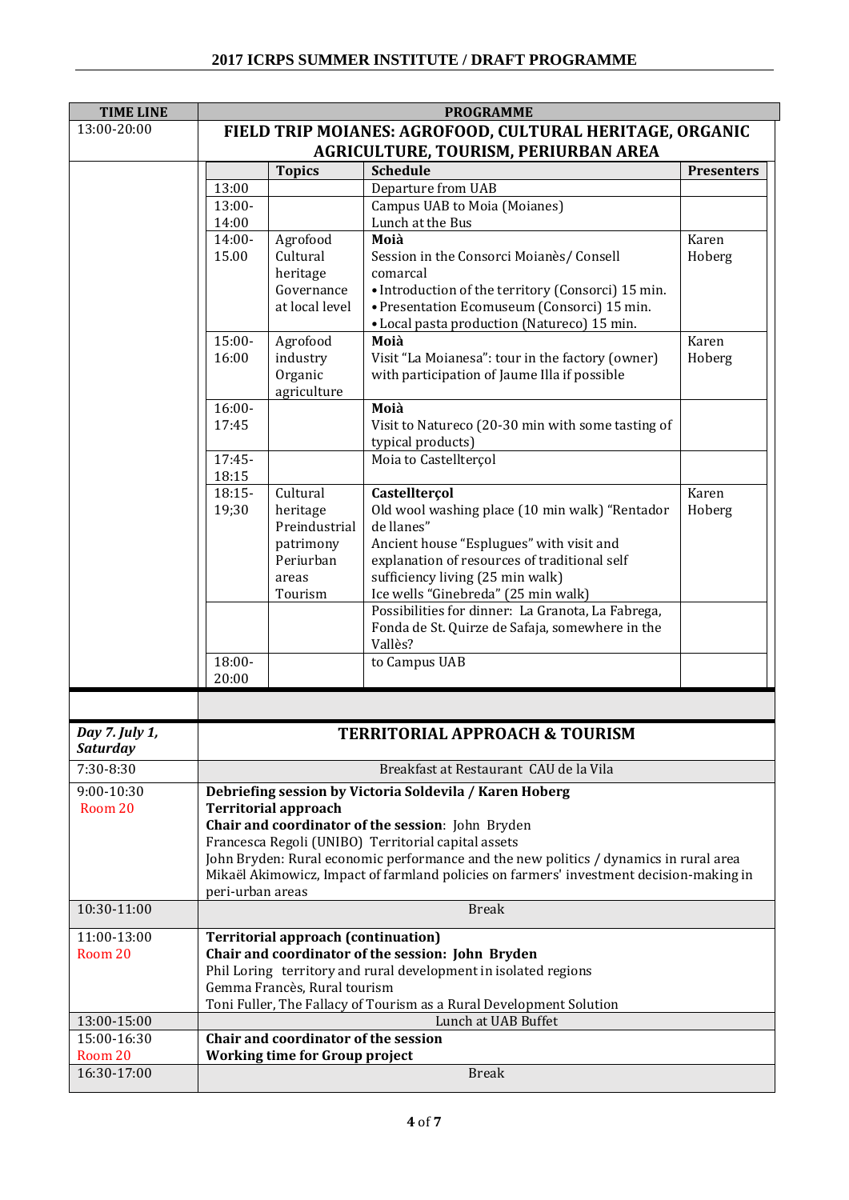| TIME LINE | PROGRAMME |
|---|---|
| 13:00-20:00 | **FIELD TRIP MOIANES: AGROFOOD, CULTURAL HERITAGE, ORGANIC AGRICULTURE, TOURISM, PERIURBAN AREA** |

| | Topics | Schedule | Presenters |
|---|---|---|---|
| 13:00 | | Departure from UAB | |
| 13:00-14:00 | | Campus UAB to Moia (Moianes) Lunch at the Bus | |
| 14:00-15.00 | Agrofood Cultural heritage Governance at local level | **Moià** Session in the Consorci Moianès/ Consell comarcal • Introduction of the territory (Consorci) 15 min. • Presentation Ecomuseum (Consorci) 15 min. • Local pasta production (Natureco) 15 min. | Karen Hoberg |
| 15:00-16:00 | Agrofood industry Organic agriculture | **Moià** Visit "La Moianesa": tour in the factory (owner) with participation of Jaume Illa if possible | Karen Hoberg |
| 16:00-17:45 | | **Moià** Visit to Natureco (20-30 min with some tasting of typical products) | |
| 17:45-18:15 | | Moia to Castellterçol | |
| 18:15-19;30 | Cultural heritage Preindustrial patrimony Periurban areas Tourism | **Castellterçol** Old wool washing place (10 min walk) "Rentador de llanes" Ancient house "Esplugues" with visit and explanation of resources of traditional self sufficiency living (25 min walk) Ice wells "Ginebreda" (25 min walk) | Karen Hoberg |
| | | Possibilities for dinner: La Granota, La Fabrega, Fonda de St. Quirze de Safaja, somewhere in the Vallès? | |
| 18:00-20:00 | | to Campus UAB | |

| | |
|---|---|
| ***Day 7. July 1, Saturday*** | **TERRITORIAL APPROACH & TOURISM** |
| 7:30-8:30 | Breakfast at Restaurant CAU de la Vila |
| 9:00-10:30 Room 20 | **Debriefing session by Victoria Soldevila / Karen Hoberg** **Territorial approach** **Chair and coordinator of the session**: John Bryden Francesca Regoli (UNIBO) Territorial capital assets John Bryden: Rural economic performance and the new politics / dynamics in rural area Mikaël Akimowicz, Impact of farmland policies on farmers' investment decision-making in peri-urban areas |
| 10:30-11:00 | Break |
| 11:00-13:00 Room 20 | **Territorial approach (continuation)** **Chair and coordinator of the session: John Bryden** Phil Loring territory and rural development in isolated regions Gemma Francès, Rural tourism Toni Fuller, The Fallacy of Tourism as a Rural Development Solution |
| 13:00-15:00 | Lunch at UAB Buffet |
| 15:00-16:30 Room 20 | **Chair and coordinator of the session** **Working time for Group project** |
| 16:30-17:00 | Break |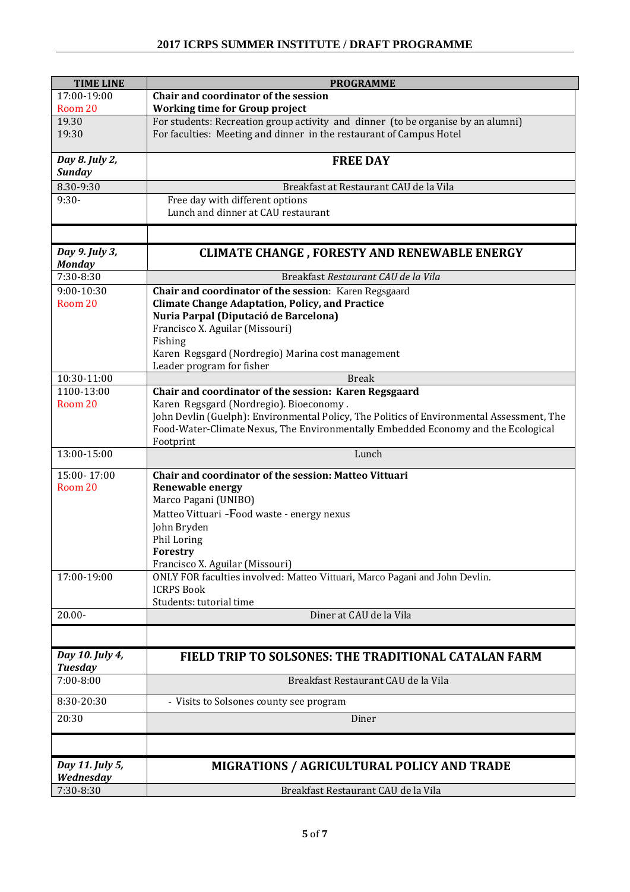| TIME LINE | PROGRAMME |
|---|---|
| 17:00-19:00<br>Room 20 | **Chair and coordinator of the session**<br>**Working time for Group project** |
| 19.30<br>19:30 | For students: Recreation group activity and dinner (to be organise by an alumni)<br>For faculties: Meeting and dinner in the restaurant of Campus Hotel |
| ***Day 8. July 2, Sunday*** | **FREE DAY** |
| 8.30-9:30 | Breakfast at Restaurant CAU de la Vila |
| 9:30- | Free day with different options<br>Lunch and dinner at CAU restaurant |
| | |
| ***Day 9. July 3, Monday*** | **CLIMATE CHANGE , FORESTY AND RENEWABLE ENERGY** |
| 7:30-8:30 | Breakfast *Restaurant CAU de la Vila* |
| 9:00-10:30<br>Room 20 | **Chair and coordinator of the session**: Karen Regsgaard<br>**Climate Change Adaptation, Policy, and Practice**<br>**Nuria Parpal (Diputació de Barcelona)**<br>Francisco X. Aguilar (Missouri)<br>Fishing<br>Karen Regsgard (Nordregio) Marina cost management<br>Leader program for fisher |
| 10:30-11:00 | Break |
| 1100-13:00<br>Room 20 | **Chair and coordinator of the session: Karen Regsgaard**<br>Karen Regsgard (Nordregio). Bioeconomy .<br>John Devlin (Guelph): Environmental Policy, The Politics of Environmental Assessment, The Food-Water-Climate Nexus, The Environmentally Embedded Economy and the Ecological Footprint |
| 13:00-15:00 | Lunch |
| 15:00- 17:00<br>Room 20 | **Chair and coordinator of the session: Matteo Vittuari**<br>**Renewable energy**<br>Marco Pagani (UNIBO)<br>Matteo Vittuari -Food waste - energy nexus<br>John Bryden<br>Phil Loring<br>**Forestry**<br>Francisco X. Aguilar (Missouri) |
| 17:00-19:00 | ONLY FOR faculties involved: Matteo Vittuari, Marco Pagani and John Devlin.<br>ICRPS Book<br>Students: tutorial time |
| 20.00- | Diner at CAU de la Vila |
| | |
| ***Day 10. July 4, Tuesday*** | **FIELD TRIP TO SOLSONES: THE TRADITIONAL CATALAN FARM** |
| 7:00-8:00 | Breakfast Restaurant CAU de la Vila |
| 8:30-20:30 | - Visits to Solsones county see program |
| 20:30 | Diner |
| | |
| ***Day 11. July 5, Wednesday*** | **MIGRATIONS / AGRICULTURAL POLICY AND TRADE** |
| 7:30-8:30 | Breakfast Restaurant CAU de la Vila |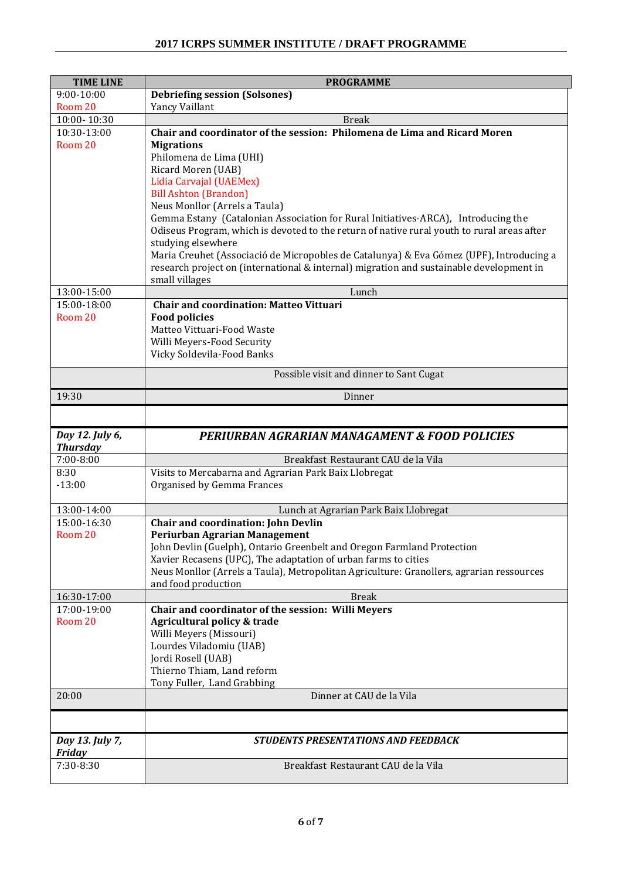| TIME LINE | PROGRAMME |
|---|---|
| 9:00-10:00<br>Room 20 | **Debriefing session (Solsones)**<br>Yancy Vaillant |
| 10:00- 10:30 | Break |
| 10:30-13:00<br>Room 20 | **Chair and coordinator of the session: Philomena de Lima and Ricard Moren**<br>**Migrations**<br>Philomena de Lima (UHI)<br>Ricard Moren (UAB)<br>Lidia Carvajal (UAEMex)<br>Bill Ashton (Brandon)<br>Neus Monllor (Arrels a Taula)<br>Gemma Estany (Catalonian Association for Rural Initiatives-ARCA), Introducing the Odiseus Program, which is devoted to the return of native rural youth to rural areas after studying elsewhere<br>Maria Creuhet (Associació de Micropobles de Catalunya) & Eva Gómez (UPF), Introducing a research project on (international & internal) migration and sustainable development in small villages |
| 13:00-15:00 | Lunch |
| 15:00-18:00<br>Room 20 | **Chair and coordination: Matteo Vittuari**<br>**Food policies**<br>Matteo Vittuari-Food Waste<br>Willi Meyers-Food Security<br>Vicky Soldevila-Food Banks |
| | Possible visit and dinner to Sant Cugat |
| 19:30 | Dinner |
| | |
| ***Day 12. July 6, Thursday*** | ***PERIURBAN AGRARIAN MANAGAMENT & FOOD POLICIES*** |
| 7:00-8:00 | Breakfast Restaurant CAU de la Vila |
| 8:30<br>-13:00 | Visits to Mercabarna and Agrarian Park Baix Llobregat<br>Organised by Gemma Frances |
| 13:00-14:00 | Lunch at Agrarian Park Baix Llobregat |
| 15:00-16:30<br>Room 20 | **Chair and coordination: John Devlin**<br>**Periurban Agrarian Management**<br>John Devlin (Guelph), Ontario Greenbelt and Oregon Farmland Protection<br>Xavier Recasens (UPC), The adaptation of urban farms to cities<br>Neus Monllor (Arrels a Taula), Metropolitan Agriculture: Granollers, agrarian ressources and food production |
| 16:30-17:00 | Break |
| 17:00-19:00<br>Room 20 | **Chair and coordinator of the session: Willi Meyers**<br>**Agricultural policy & trade**<br>Willi Meyers (Missouri)<br>Lourdes Viladomiu (UAB)<br>Jordi Rosell (UAB)<br>Thierno Thiam, Land reform<br>Tony Fuller, Land Grabbing |
| 20:00 | Dinner at CAU de la Vila |
| | |
| ***Day 13. July 7, Friday*** | ***STUDENTS PRESENTATIONS AND FEEDBACK*** |
| 7:30-8:30 | Breakfast Restaurant CAU de la Vila |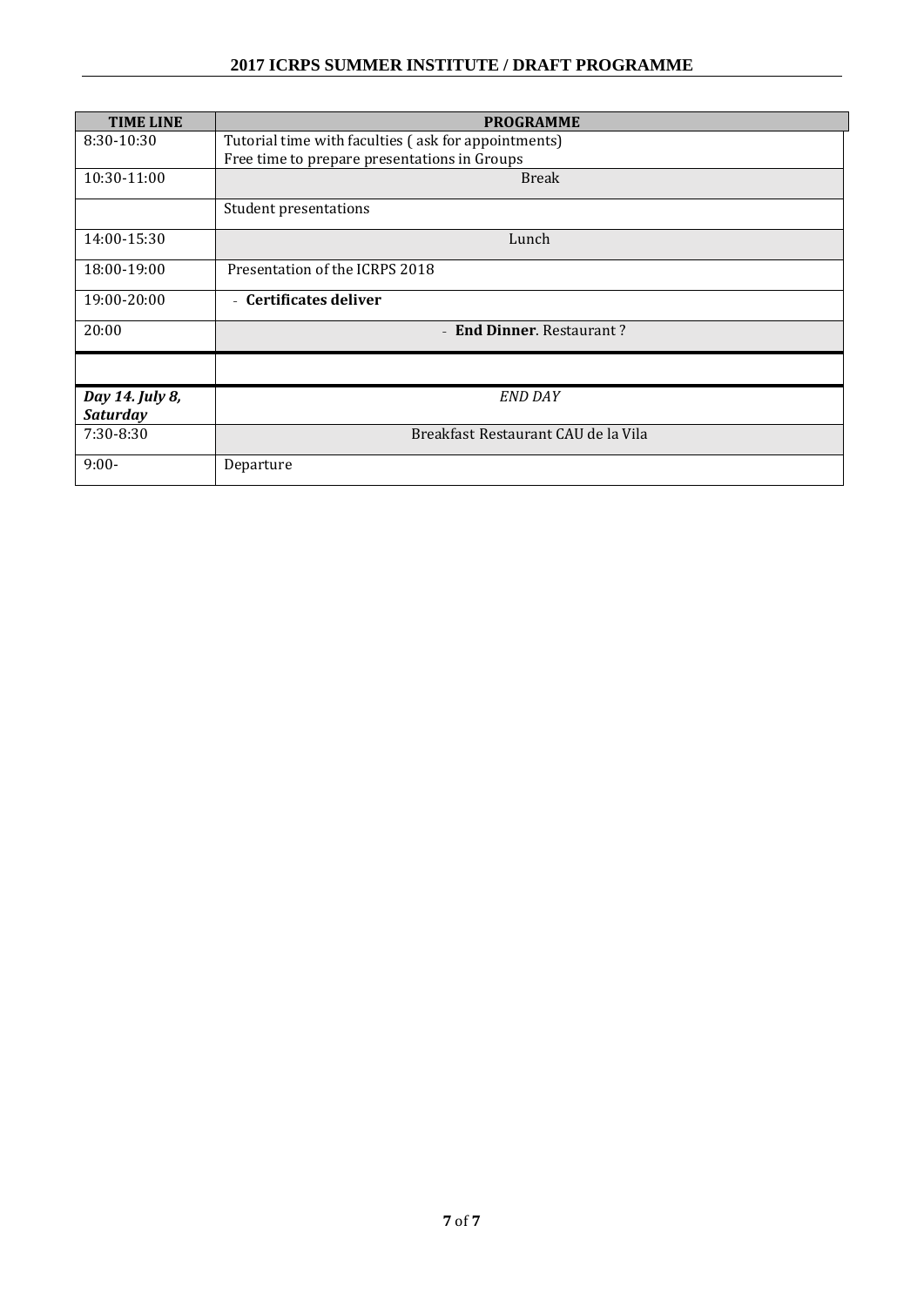| TIME LINE | PROGRAMME |
|---|---|
| 8:30-10:30 | Tutorial time with faculties ( ask for appointments)<br>Free time to prepare presentations in Groups |
| 10:30-11:00 | Break |
| | Student presentations |
| 14:00-15:30 | Lunch |
| 18:00-19:00 | Presentation of the ICRPS 2018 |
| 19:00-20:00 | - **Certificates deliver** |
| 20:00 | - **End Dinner**. Restaurant ? |
| | |
| ***Day 14. July 8, Saturday*** | *END DAY* |
| 7:30-8:30 | Breakfast Restaurant CAU de la Vila |
| 9:00- | Departure |